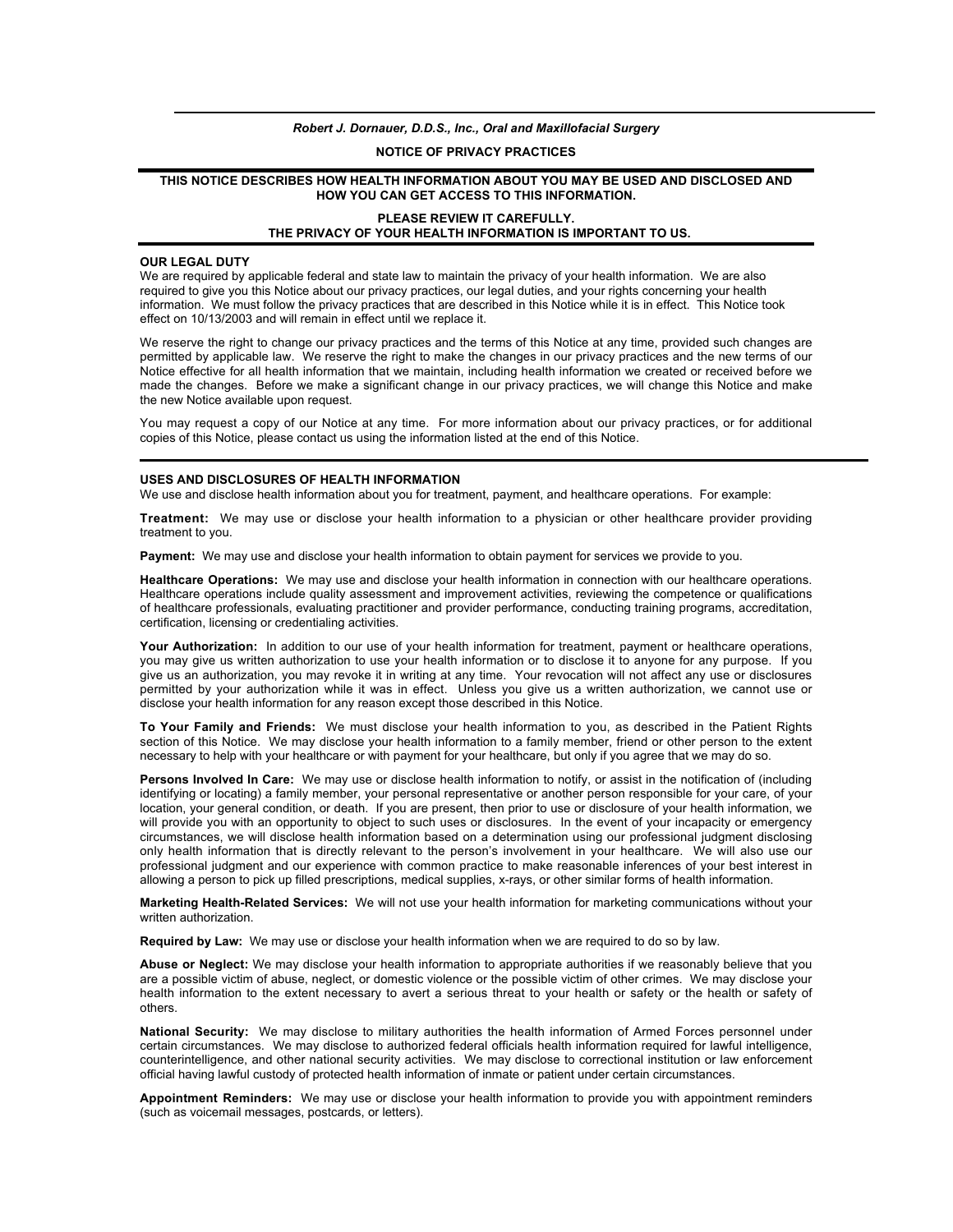*Robert J. Dornauer, D.D.S., Inc., Oral and Maxillofacial Surgery*

**NOTICE OF PRIVACY PRACTICES**

**THIS NOTICE DESCRIBES HOW HEALTH INFORMATION ABOUT YOU MAY BE USED AND DISCLOSED AND HOW YOU CAN GET ACCESS TO THIS INFORMATION.**

**PLEASE REVIEW IT CAREFULLY.**
**THE PRIVACY OF YOUR HEALTH INFORMATION IS IMPORTANT TO US.**

**OUR LEGAL DUTY**

We are required by applicable federal and state law to maintain the privacy of your health information. We are also required to give you this Notice about our privacy practices, our legal duties, and your rights concerning your health information. We must follow the privacy practices that are described in this Notice while it is in effect. This Notice took effect on 10/13/2003 and will remain in effect until we replace it.

We reserve the right to change our privacy practices and the terms of this Notice at any time, provided such changes are permitted by applicable law. We reserve the right to make the changes in our privacy practices and the new terms of our Notice effective for all health information that we maintain, including health information we created or received before we made the changes. Before we make a significant change in our privacy practices, we will change this Notice and make the new Notice available upon request.

You may request a copy of our Notice at any time. For more information about our privacy practices, or for additional copies of this Notice, please contact us using the information listed at the end of this Notice.

**USES AND DISCLOSURES OF HEALTH INFORMATION**

We use and disclose health information about you for treatment, payment, and healthcare operations. For example:

**Treatment:** We may use or disclose your health information to a physician or other healthcare provider providing treatment to you.

**Payment:** We may use and disclose your health information to obtain payment for services we provide to you.

**Healthcare Operations:** We may use and disclose your health information in connection with our healthcare operations. Healthcare operations include quality assessment and improvement activities, reviewing the competence or qualifications of healthcare professionals, evaluating practitioner and provider performance, conducting training programs, accreditation, certification, licensing or credentialing activities.

**Your Authorization:** In addition to our use of your health information for treatment, payment or healthcare operations, you may give us written authorization to use your health information or to disclose it to anyone for any purpose. If you give us an authorization, you may revoke it in writing at any time. Your revocation will not affect any use or disclosures permitted by your authorization while it was in effect. Unless you give us a written authorization, we cannot use or disclose your health information for any reason except those described in this Notice.

**To Your Family and Friends:** We must disclose your health information to you, as described in the Patient Rights section of this Notice. We may disclose your health information to a family member, friend or other person to the extent necessary to help with your healthcare or with payment for your healthcare, but only if you agree that we may do so.

**Persons Involved In Care:** We may use or disclose health information to notify, or assist in the notification of (including identifying or locating) a family member, your personal representative or another person responsible for your care, of your location, your general condition, or death. If you are present, then prior to use or disclosure of your health information, we will provide you with an opportunity to object to such uses or disclosures. In the event of your incapacity or emergency circumstances, we will disclose health information based on a determination using our professional judgment disclosing only health information that is directly relevant to the person's involvement in your healthcare. We will also use our professional judgment and our experience with common practice to make reasonable inferences of your best interest in allowing a person to pick up filled prescriptions, medical supplies, x-rays, or other similar forms of health information.

**Marketing Health-Related Services:** We will not use your health information for marketing communications without your written authorization.

**Required by Law:** We may use or disclose your health information when we are required to do so by law.

**Abuse or Neglect:** We may disclose your health information to appropriate authorities if we reasonably believe that you are a possible victim of abuse, neglect, or domestic violence or the possible victim of other crimes. We may disclose your health information to the extent necessary to avert a serious threat to your health or safety or the health or safety of others.

**National Security:** We may disclose to military authorities the health information of Armed Forces personnel under certain circumstances. We may disclose to authorized federal officials health information required for lawful intelligence, counterintelligence, and other national security activities. We may disclose to correctional institution or law enforcement official having lawful custody of protected health information of inmate or patient under certain circumstances.

**Appointment Reminders:** We may use or disclose your health information to provide you with appointment reminders (such as voicemail messages, postcards, or letters).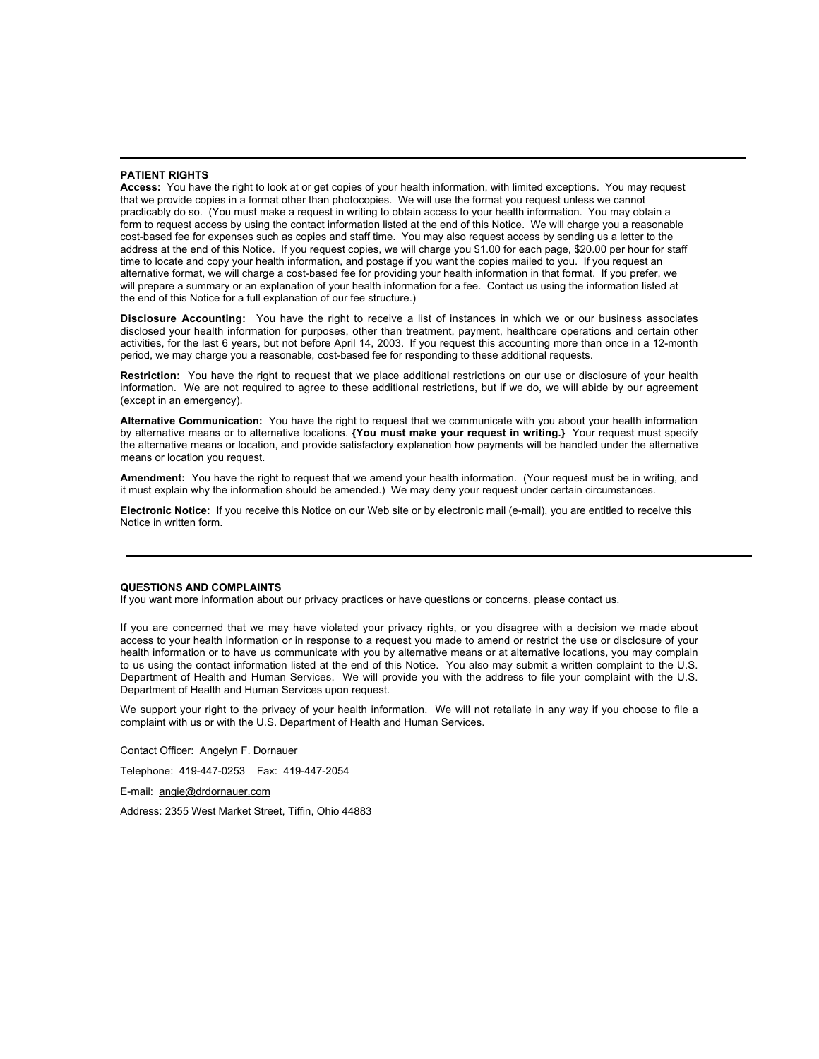---

**PATIENT RIGHTS**

**Access:** You have the right to look at or get copies of your health information, with limited exceptions. You may request that we provide copies in a format other than photocopies. We will use the format you request unless we cannot practicably do so. (You must make a request in writing to obtain access to your health information. You may obtain a form to request access by using the contact information listed at the end of this Notice. We will charge you a reasonable cost-based fee for expenses such as copies and staff time. You may also request access by sending us a letter to the address at the end of this Notice. If you request copies, we will charge you $1.00 for each page, $20.00 per hour for staff time to locate and copy your health information, and postage if you want the copies mailed to you. If you request an alternative format, we will charge a cost-based fee for providing your health information in that format. If you prefer, we will prepare a summary or an explanation of your health information for a fee. Contact us using the information listed at the end of this Notice for a full explanation of our fee structure.)

**Disclosure Accounting:** You have the right to receive a list of instances in which we or our business associates disclosed your health information for purposes, other than treatment, payment, healthcare operations and certain other activities, for the last 6 years, but not before April 14, 2003. If you request this accounting more than once in a 12-month period, we may charge you a reasonable, cost-based fee for responding to these additional requests.

**Restriction:** You have the right to request that we place additional restrictions on our use or disclosure of your health information. We are not required to agree to these additional restrictions, but if we do, we will abide by our agreement (except in an emergency).

**Alternative Communication:** You have the right to request that we communicate with you about your health information by alternative means or to alternative locations. **{You must make your request in writing.}** Your request must specify the alternative means or location, and provide satisfactory explanation how payments will be handled under the alternative means or location you request.

**Amendment:** You have the right to request that we amend your health information. (Your request must be in writing, and it must explain why the information should be amended.) We may deny your request under certain circumstances.

**Electronic Notice:** If you receive this Notice on our Web site or by electronic mail (e-mail), you are entitled to receive this Notice in written form.

---

**QUESTIONS AND COMPLAINTS**

If you want more information about our privacy practices or have questions or concerns, please contact us.

If you are concerned that we may have violated your privacy rights, or you disagree with a decision we made about access to your health information or in response to a request you made to amend or restrict the use or disclosure of your health information or to have us communicate with you by alternative means or at alternative locations, you may complain to us using the contact information listed at the end of this Notice. You also may submit a written complaint to the U.S. Department of Health and Human Services. We will provide you with the address to file your complaint with the U.S. Department of Health and Human Services upon request.

We support your right to the privacy of your health information. We will not retaliate in any way if you choose to file a complaint with us or with the U.S. Department of Health and Human Services.

Contact Officer: Angelyn F. Dornauer

Telephone: 419-447-0253 Fax: 419-447-2054

E-mail: angie@drdornauer.com

Address: 2355 West Market Street, Tiffin, Ohio 44883